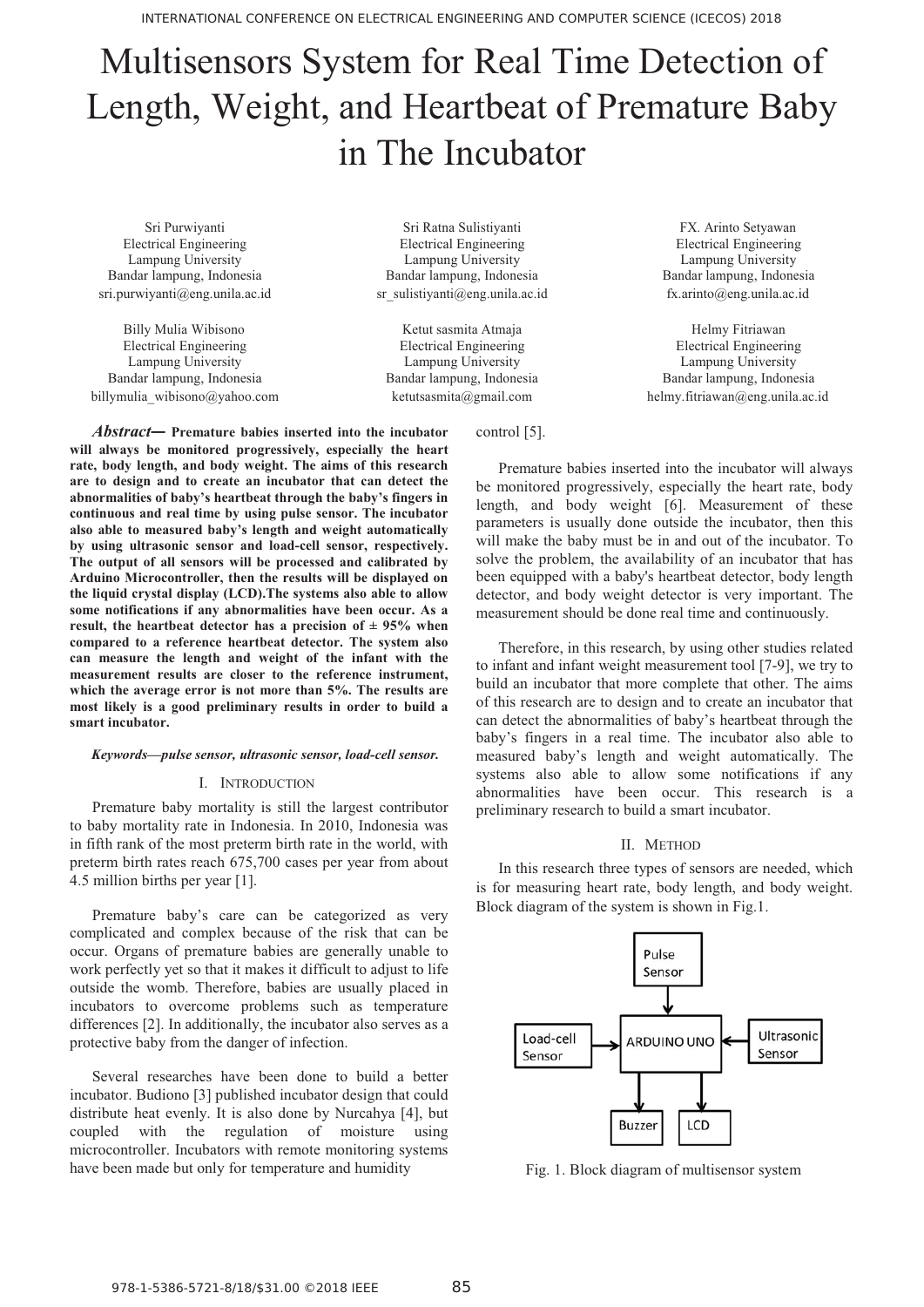# Multisensors System for Real Time Detection of Length, Weight, and Heartbeat of Premature Baby in The Incubator

Sri Purwiyanti
Electrical Engineering
Lampung University
Bandar lampung, Indonesia
sri.purwiyanti@eng.unila.ac.id

Sri Ratna Sulistiyanti
Electrical Engineering
Lampung University
Bandar lampung, Indonesia
sr_sulistiyanti@eng.unila.ac.id

FX. Arinto Setyawan
Electrical Engineering
Lampung University
Bandar lampung, Indonesia
fx.arinto@eng.unila.ac.id

Billy Mulia Wibisono
Electrical Engineering
Lampung University
Bandar lampung, Indonesia
billymulia_wibisono@yahoo.com

Ketut sasmita Atmaja
Electrical Engineering
Lampung University
Bandar lampung, Indonesia
ketutsasmita@gmail.com

Helmy Fitriawan
Electrical Engineering
Lampung University
Bandar lampung, Indonesia
helmy.fitriawan@eng.unila.ac.id

***Abstract*— Premature babies inserted into the incubator will always be monitored progressively, especially the heart rate, body length, and body weight. The aims of this research are to design and to create an incubator that can detect the abnormalities of baby's heartbeat through the baby's fingers in continuous and real time by using pulse sensor. The incubator also able to measured baby's length and weight automatically by using ultrasonic sensor and load-cell sensor, respectively. The output of all sensors will be processed and calibrated by Arduino Microcontroller, then the results will be displayed on the liquid crystal display (LCD).The systems also able to allow some notifications if any abnormalities have been occur. As a result, the heartbeat detector has a precision of ± 95% when compared to a reference heartbeat detector. The system also can measure the length and weight of the infant with the measurement results are closer to the reference instrument, which the average error is not more than 5%. The results are most likely is a good preliminary results in order to build a smart incubator.**

***Keywords—pulse sensor, ultrasonic sensor, load-cell sensor.***

## I. Introduction

Premature baby mortality is still the largest contributor to baby mortality rate in Indonesia. In 2010, Indonesia was in fifth rank of the most preterm birth rate in the world, with preterm birth rates reach 675,700 cases per year from about 4.5 million births per year [1].

Premature baby's care can be categorized as very complicated and complex because of the risk that can be occur. Organs of premature babies are generally unable to work perfectly yet so that it makes it difficult to adjust to life outside the womb. Therefore, babies are usually placed in incubators to overcome problems such as temperature differences [2]. In additionally, the incubator also serves as a protective baby from the danger of infection.

Several researches have been done to build a better incubator. Budiono [3] published incubator design that could distribute heat evenly. It is also done by Nurcahya [4], but coupled with the regulation of moisture using microcontroller. Incubators with remote monitoring systems have been made but only for temperature and humidity control [5].

Premature babies inserted into the incubator will always be monitored progressively, especially the heart rate, body length, and body weight [6]. Measurement of these parameters is usually done outside the incubator, then this will make the baby must be in and out of the incubator. To solve the problem, the availability of an incubator that has been equipped with a baby's heartbeat detector, body length detector, and body weight detector is very important. The measurement should be done real time and continuously.

Therefore, in this research, by using other studies related to infant and infant weight measurement tool [7-9], we try to build an incubator that more complete that other. The aims of this research are to design and to create an incubator that can detect the abnormalities of baby's heartbeat through the baby's fingers in a real time. The incubator also able to measured baby's length and weight automatically. The systems also able to allow some notifications if any abnormalities have been occur. This research is a preliminary research to build a smart incubator.

## II. Method

In this research three types of sensors are needed, which is for measuring heart rate, body length, and body weight. Block diagram of the system is shown in Fig.1.

Fig. 1. Block diagram of multisensor system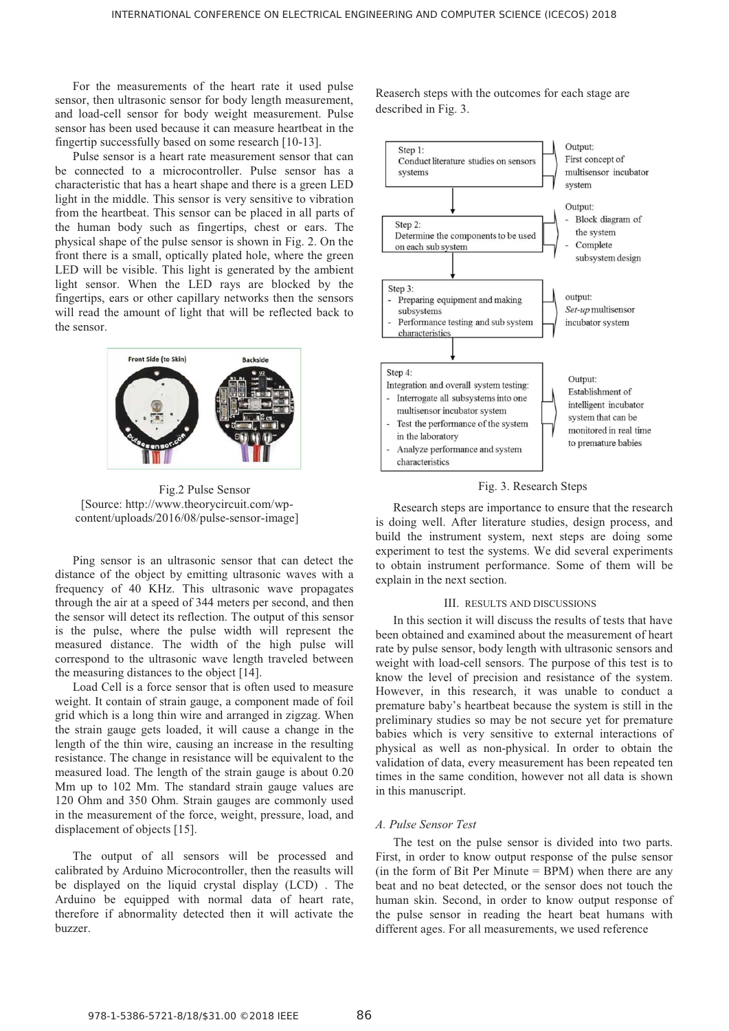For the measurements of the heart rate it used pulse sensor, then ultrasonic sensor for body length measurement, and load-cell sensor for body weight measurement. Pulse sensor has been used because it can measure heartbeat in the fingertip successfully based on some research [10-13].

Pulse sensor is a heart rate measurement sensor that can be connected to a microcontroller. Pulse sensor has a characteristic that has a heart shape and there is a green LED light in the middle. This sensor is very sensitive to vibration from the heartbeat. This sensor can be placed in all parts of the human body such as fingertips, chest or ears. The physical shape of the pulse sensor is shown in Fig. 2. On the front there is a small, optically plated hole, where the green LED will be visible. This light is generated by the ambient light sensor. When the LED rays are blocked by the fingertips, ears or other capillary networks then the sensors will read the amount of light that will be reflected back to the sensor.

Fig.2 Pulse Sensor
[Source: http://www.theorycircuit.com/wp-content/uploads/2016/08/pulse-sensor-image]

Ping sensor is an ultrasonic sensor that can detect the distance of the object by emitting ultrasonic waves with a frequency of 40 KHz. This ultrasonic wave propagates through the air at a speed of 344 meters per second, and then the sensor will detect its reflection. The output of this sensor is the pulse, where the pulse width will represent the measured distance. The width of the high pulse will correspond to the ultrasonic wave length traveled between the measuring distances to the object [14].

Load Cell is a force sensor that is often used to measure weight. It contain of strain gauge, a component made of foil grid which is a long thin wire and arranged in zigzag. When the strain gauge gets loaded, it will cause a change in the length of the thin wire, causing an increase in the resulting resistance. The change in resistance will be equivalent to the measured load. The length of the strain gauge is about 0.20 Mm up to 102 Mm. The standard strain gauge values are 120 Ohm and 350 Ohm. Strain gauges are commonly used in the measurement of the force, weight, pressure, load, and displacement of objects [15].

The output of all sensors will be processed and calibrated by Arduino Microcontroller, then the reasults will be displayed on the liquid crystal display (LCD) . The Arduino be equipped with normal data of heart rate, therefore if abnormality detected then it will activate the buzzer.

Reaserch steps with the outcomes for each stage are described in Fig. 3.

| Step | Output |
|---|---|
| Step 1: Conduct literature studies on sensors systems | Output: First concept of multisensor incubator system |
| Step 2: Determine the components to be used on each sub system | Output: - Block diagram of the system - Complete subsystem design |
| Step 3: - Preparing equipment and making subsystems - Performance testing and sub system characteristics | output: *Set-up* multisensor incubator system |
| Step 4: Integration and overall system testing: - Interrogate all subsystems into one multisensor incubator system - Test the performance of the system in the laboratory - Analyze performance and system characteristics | Output: Establishment of intelligent incubator system that can be monitored in real time to premature babies |

Fig. 3. Research Steps

Research steps are importance to ensure that the research is doing well. After literature studies, design process, and build the instrument system, next steps are doing some experiment to test the systems. We did several experiments to obtain instrument performance. Some of them will be explain in the next section.

## III. Results and Discussions

In this section it will discuss the results of tests that have been obtained and examined about the measurement of heart rate by pulse sensor, body length with ultrasonic sensors and weight with load-cell sensors. The purpose of this test is to know the level of precision and resistance of the system. However, in this research, it was unable to conduct a premature baby's heartbeat because the system is still in the preliminary studies so may be not secure yet for premature babies which is very sensitive to external interactions of physical as well as non-physical. In order to obtain the validation of data, every measurement has been repeated ten times in the same condition, however not all data is shown in this manuscript.

### *A. Pulse Sensor Test*

The test on the pulse sensor is divided into two parts. First, in order to know output response of the pulse sensor (in the form of Bit Per Minute = BPM) when there are any beat and no beat detected, or the sensor does not touch the human skin. Second, in order to know output response of the pulse sensor in reading the heart beat humans with different ages. For all measurements, we used reference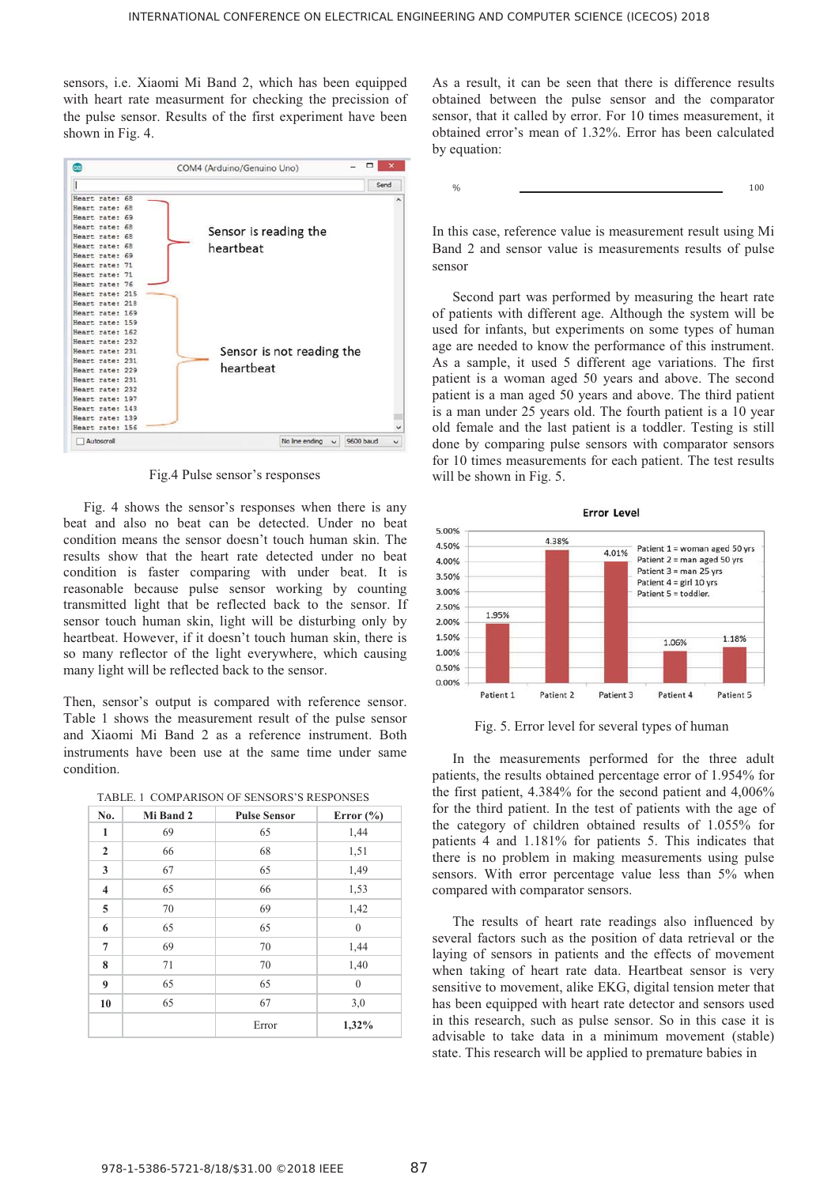sensors, i.e. Xiaomi Mi Band 2, which has been equipped with heart rate measurment for checking the precission of the pulse sensor. Results of the first experiment have been shown in Fig. 4.

Fig.4 Pulse sensor's responses

Fig. 4 shows the sensor's responses when there is any beat and also no beat can be detected. Under no beat condition means the sensor doesn't touch human skin. The results show that the heart rate detected under no beat condition is faster comparing with under beat. It is reasonable because pulse sensor working by counting transmitted light that be reflected back to the sensor. If sensor touch human skin, light will be disturbing only by heartbeat. However, if it doesn't touch human skin, there is so many reflector of the light everywhere, which causing many light will be reflected back to the sensor.

Then, sensor's output is compared with reference sensor. Table 1 shows the measurement result of the pulse sensor and Xiaomi Mi Band 2 as a reference instrument. Both instruments have been use at the same time under same condition.

TABLE. 1 COMPARISON OF SENSORS'S RESPONSES

| No. | Mi Band 2 | Pulse Sensor | Error (%) |
|---|---|---|---|
| 1 | 69 | 65 | 1,44 |
| 2 | 66 | 68 | 1,51 |
| 3 | 67 | 65 | 1,49 |
| 4 | 65 | 66 | 1,53 |
| 5 | 70 | 69 | 1,42 |
| 6 | 65 | 65 | 0 |
| 7 | 69 | 70 | 1,44 |
| 8 | 71 | 70 | 1,40 |
| 9 | 65 | 65 | 0 |
| 10 | 65 | 67 | 3,0 |
| | | Error | **1,32%** |

As a result, it can be seen that there is difference results obtained between the pulse sensor and the comparator sensor, that it called by error. For 10 times measurement, it obtained error's mean of 1.32%. Error has been calculated by equation:

$$\% \quad \frac{\phantom{xxxxxxxxxx}}{\phantom{xxxxxxxxxx}} \quad 100$$

In this case, reference value is measurement result using Mi Band 2 and sensor value is measurements results of pulse sensor

Second part was performed by measuring the heart rate of patients with different age. Although the system will be used for infants, but experiments on some types of human age are needed to know the performance of this instrument. As a sample, it used 5 different age variations. The first patient is a woman aged 50 years and above. The second patient is a man aged 50 years and above. The third patient is a man under 25 years old. The fourth patient is a 10 year old female and the last patient is still a toddler. Testing is still done by comparing pulse sensors with comparator sensors for 10 times measurements for each patient. The test results will be shown in Fig. 5.

Fig. 5. Error level for several types of human

In the measurements performed for the three adult patients, the results obtained percentage error of 1.954% for the first patient, 4.384% for the second patient and 4,006% for the third patient. In the test of patients with the age of the category of children obtained results of 1.055% for patients 4 and 1.181% for patients 5. This indicates that there is no problem in making measurements using pulse sensors. With error percentage value less than 5% when compared with comparator sensors.

The results of heart rate readings also influenced by several factors such as the position of data retrieval or the laying of sensors in patients and the effects of movement when taking of heart rate data. Heartbeat sensor is very sensitive to movement, alike EKG, digital tension meter that has been equipped with heart rate detector and sensors used in this research, such as pulse sensor. So in this case it is advisable to take data in a minimum movement (stable) state. This research will be applied to premature babies in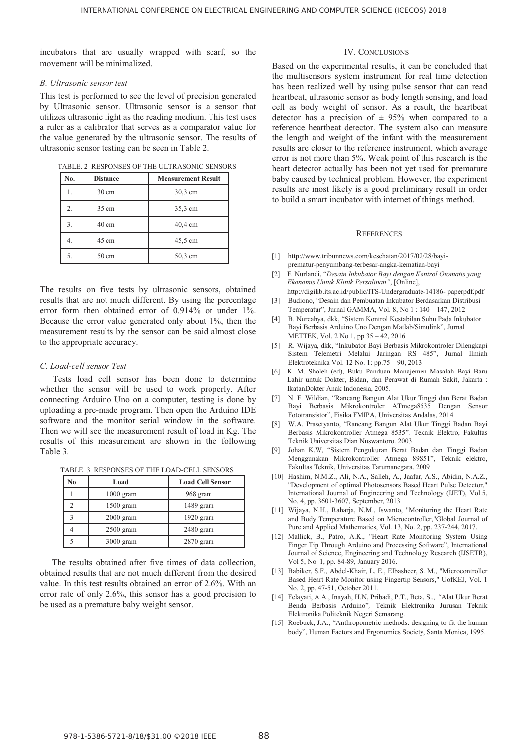incubators that are usually wrapped with scarf, so the movement will be minimalized.

### *B. Ultrasonic sensor test*

This test is performed to see the level of precision generated by Ultrasonic sensor. Ultrasonic sensor is a sensor that utilizes ultrasonic light as the reading medium. This test uses a ruler as a calibrator that serves as a comparator value for the value generated by the ultrasonic sensor. The results of ultrasonic sensor testing can be seen in Table 2.

TABLE. 2 RESPONSES OF THE ULTRASONIC SENSORS

| No. | Distance | Measurement Result |
|---|---|---|
| 1. | 30 cm | 30,3 cm |
| 2. | 35 cm | 35,3 cm |
| 3. | 40 cm | 40,4 cm |
| 4. | 45 cm | 45,5 cm |
| 5. | 50 cm | 50,3 cm |

The results on five tests by ultrasonic sensors, obtained results that are not much different. By using the percentage error form then obtained error of 0.914% or under 1%. Because the error value generated only about 1%, then the measurement results by the sensor can be said almost close to the appropriate accuracy.

### *C. Load-cell sensor Test*

Tests load cell sensor has been done to determine whether the sensor will be used to work properly. After connecting Arduino Uno on a computer, testing is done by uploading a pre-made program. Then open the Arduino IDE software and the monitor serial window in the software. Then we will see the measurement result of load in Kg. The results of this measurement are shown in the following Table 3.

TABLE. 3 RESPONSES OF THE LOAD-CELL SENSORS

| No | Load | Load Cell Sensor |
|---|---|---|
| 1 | 1000 gram | 968 gram |
| 2 | 1500 gram | 1489 gram |
| 3 | 2000 gram | 1920 gram |
| 4 | 2500 gram | 2480 gram |
| 5 | 3000 gram | 2870 gram |

The results obtained after five times of data collection, obtained results that are not much different from the desired value. In this test results obtained an error of 2.6%. With an error rate of only 2.6%, this sensor has a good precision to be used as a premature baby weight sensor.

## IV. CONCLUSIONS

Based on the experimental results, it can be concluded that the multisensors system instrument for real time detection has been realized well by using pulse sensor that can read heartbeat, ultrasonic sensor as body length sensing, and load cell as body weight of sensor. As a result, the heartbeat detector has a precision of ± 95% when compared to a reference heartbeat detector. The system also can measure the length and weight of the infant with the measurement results are closer to the reference instrument, which average error is not more than 5%. Weak point of this research is the heart detector actually has been not yet used for premature baby caused by technical problem. However, the experiment results are most likely is a good preliminary result in order to build a smart incubator with internet of things method.

## REFERENCES

[1] http://www.tribunnews.com/kesehatan/2017/02/28/bayi-prematur-penyumbang-terbesar-angka-kematian-bayi

[2] F. Nurlandi, "*Desain Inkubator Bayi dengan Kontrol Otomatis yang Ekonomis Untuk Klinik Persalinan"*, [Online], http://digilib.its.ac.id/public/ITS-Undergraduate-14186- paperpdf.pdf

[3] Budiono, "Desain dan Pembuatan Inkubator Berdasarkan Distribusi Temperatur", Jurnal GAMMA, Vol. 8, No 1 : 140 – 147, 2012

[4] B. Nurcahya, dkk, "Sistem Kontrol Kestabilan Suhu Pada Inkubator Bayi Berbasis Arduino Uno Dengan Matlab/Simulink", Jurnal METTEK, Vol. 2 No 1, pp 35 – 42, 2016

[5] R. Wijaya, dkk, "Inkubator Bayi Berbasis Mikrokontroler Dilengkapi Sistem Telemetri Melalui Jaringan RS 485", Jurnal Ilmiah Elektroteknika Vol. 12 No. 1: pp.75 – 90, 2013

[6] K. M. Sholeh (ed), Buku Panduan Manajemen Masalah Bayi Baru Lahir untuk Dokter, Bidan, dan Perawat di Rumah Sakit, Jakarta : IkatanDokter Anak Indonesia, 2005.

[7] N. F. Wildian, "Rancang Bangun Alat Ukur Tinggi dan Berat Badan Bayi Berbasis Mikrokontroler ATmega8535 Dengan Sensor Fototransistor", Fisika FMIPA, Universitas Andalas, 2014

[8] W.A. Prasetyanto, "Rancang Bangun Alat Ukur Tinggi Badan Bayi Berbasis Mikrokontroller Atmega 8535". Teknik Elektro, Fakultas Teknik Universitas Dian Nuswantoro. 2003

[9] Johan K.W, "Sistem Pengukuran Berat Badan dan Tinggi Badan Menggunakan Mikrokontroller Atmega 89S51", Teknik elektro, Fakultas Teknik, Universitas Tarumanegara. 2009

[10] Hashim, N.M.Z., Ali, N.A., Salleh, A., Jaafar, A.S., Abidin, N.A.Z., "Development of optimal Photosensors Based Heart Pulse Detector," International Journal of Engineering and Technology (IJET), Vol.5, No. 4, pp. 3601-3607, September, 2013

[11] Wijaya, N.H., Raharja, N.M., Iswanto, "Monitoring the Heart Rate and Body Temperature Based on Microcontroller,"Global Journal of Pure and Applied Mathematics, Vol. 13, No. 2, pp. 237-244, 2017.

[12] Mallick, B., Patro, A.K., "Heart Rate Monitoring System Using Finger Tip Through Arduino and Processing Software", International Journal of Science, Engineering and Technology Research (IJSETR), Vol 5, No. 1, pp. 84-89, January 2016.

[13] Babiker, S.F., Abdel-Khair, L. E., Elbasheer, S. M., "Microcontroller Based Heart Rate Monitor using Fingertip Sensors," UofKEJ, Vol. 1 No. 2, pp. 47-51, October 2011.

[14] Felayati, A.A., Inayah, H.N, Pribadi, P.T., Beta, S., *"*Alat Ukur Berat Benda Berbasis Arduino"*,* Teknik Elektronika Jurusan Teknik Elektronika Politeknik Negeri Semarang.

[15] Roebuck, J.A., "Anthropometric methods: designing to fit the human body", Human Factors and Ergonomics Society, Santa Monica, 1995.